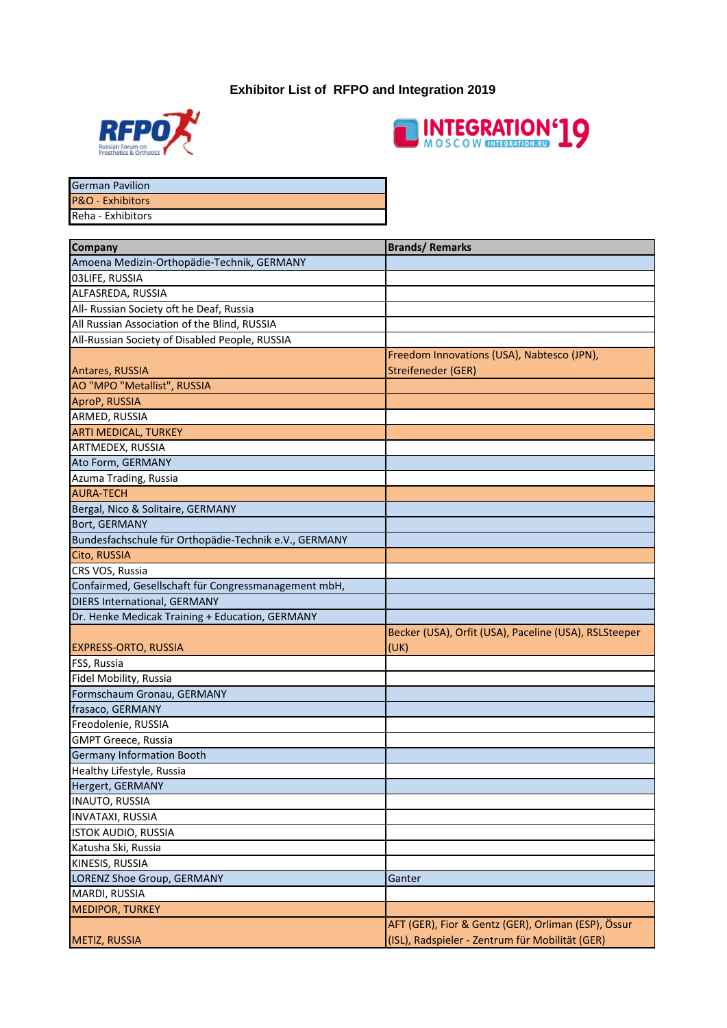# Exhibitor List of RFPO and Integration 2019

| |
|---|
| German Pavilion |
| P&O - Exhibitors |
| Reha - Exhibitors |

| Company | Brands/ Remarks |
|---|---|
| Amoena Medizin-Orthopädie-Technik, GERMANY | |
| 03LIFE, RUSSIA | |
| ALFASREDA, RUSSIA | |
| All- Russian Society oft he Deaf, Russia | |
| All Russian Association of the Blind, RUSSIA | |
| All-Russian Society of Disabled People, RUSSIA | |
| Antares, RUSSIA | Freedom Innovations (USA), Nabtesco (JPN), Streifeneder (GER) |
| AO "MPO "Metallist", RUSSIA | |
| AproP, RUSSIA | |
| ARMED, RUSSIA | |
| ARTI MEDICAL, TURKEY | |
| ARTMEDEX, RUSSIA | |
| Ato Form, GERMANY | |
| Azuma Trading, Russia | |
| AURA-TECH | |
| Bergal, Nico & Solitaire, GERMANY | |
| Bort, GERMANY | |
| Bundesfachschule für Orthopädie-Technik e.V., GERMANY | |
| Cito, RUSSIA | |
| CRS VOS, Russia | |
| Confairmed, Gesellschaft für Congressmanagement mbH, | |
| DIERS International, GERMANY | |
| Dr. Henke Medicak Training + Education, GERMANY | |
| EXPRESS-ORTO, RUSSIA | Becker (USA), Orfit (USA), Paceline (USA), RSLSteeper (UK) |
| FSS, Russia | |
| Fidel Mobility, Russia | |
| Formschaum Gronau, GERMANY | |
| frasaco, GERMANY | |
| Freodolenie, RUSSIA | |
| GMPT Greece, Russia | |
| Germany Information Booth | |
| Healthy Lifestyle, Russia | |
| Hergert, GERMANY | |
| INAUTO, RUSSIA | |
| INVATAXI, RUSSIA | |
| ISTOK AUDIO, RUSSIA | |
| Katusha Ski, Russia | |
| KINESIS, RUSSIA | |
| LORENZ Shoe Group, GERMANY | Ganter |
| MARDI, RUSSIA | |
| MEDIPOR, TURKEY | |
| METIZ, RUSSIA | AFT (GER), Fior & Gentz (GER), Orliman (ESP), Össur (ISL), Radspieler - Zentrum für Mobilität (GER) |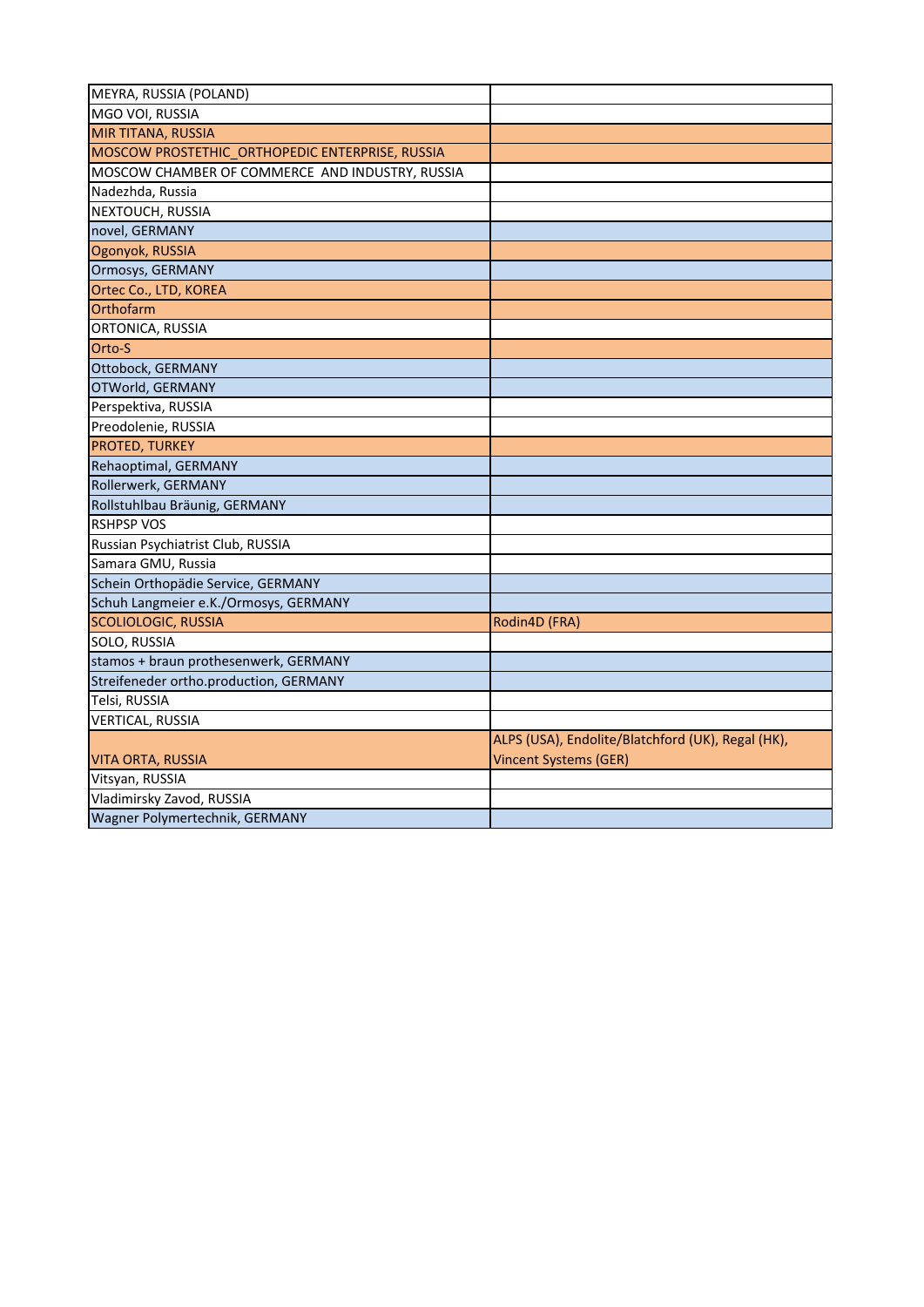| | |
|---|---|
| MEYRA, RUSSIA (POLAND) | |
| MGO VOI, RUSSIA | |
| MIR TITANA, RUSSIA | |
| MOSCOW PROSTETHIC_ORTHOPEDIC ENTERPRISE, RUSSIA | |
| MOSCOW CHAMBER OF COMMERCE AND INDUSTRY, RUSSIA | |
| Nadezhda, Russia | |
| NEXTOUCH, RUSSIA | |
| novel, GERMANY | |
| Ogonyok, RUSSIA | |
| Ormosys, GERMANY | |
| Ortec Co., LTD, KOREA | |
| Orthofarm | |
| ORTONICA, RUSSIA | |
| Orto-S | |
| Ottobock, GERMANY | |
| OTWorld, GERMANY | |
| Perspektiva, RUSSIA | |
| Preodolenie, RUSSIA | |
| PROTED, TURKEY | |
| Rehaoptimal, GERMANY | |
| Rollerwerk, GERMANY | |
| Rollstuhlbau Bräunig, GERMANY | |
| RSHPSP VOS | |
| Russian Psychiatrist Club, RUSSIA | |
| Samara GMU, Russia | |
| Schein Orthopädie Service, GERMANY | |
| Schuh Langmeier e.K./Ormosys, GERMANY | |
| SCOLIOLOGIC, RUSSIA | Rodin4D (FRA) |
| SOLO, RUSSIA | |
| stamos + braun prothesenwerk, GERMANY | |
| Streifeneder ortho.production, GERMANY | |
| Telsi, RUSSIA | |
| VERTICAL, RUSSIA | |
| VITA ORTA, RUSSIA | ALPS (USA), Endolite/Blatchford (UK), Regal (HK), Vincent Systems (GER) |
| Vitsyan, RUSSIA | |
| Vladimirsky Zavod, RUSSIA | |
| Wagner Polymertechnik, GERMANY | |